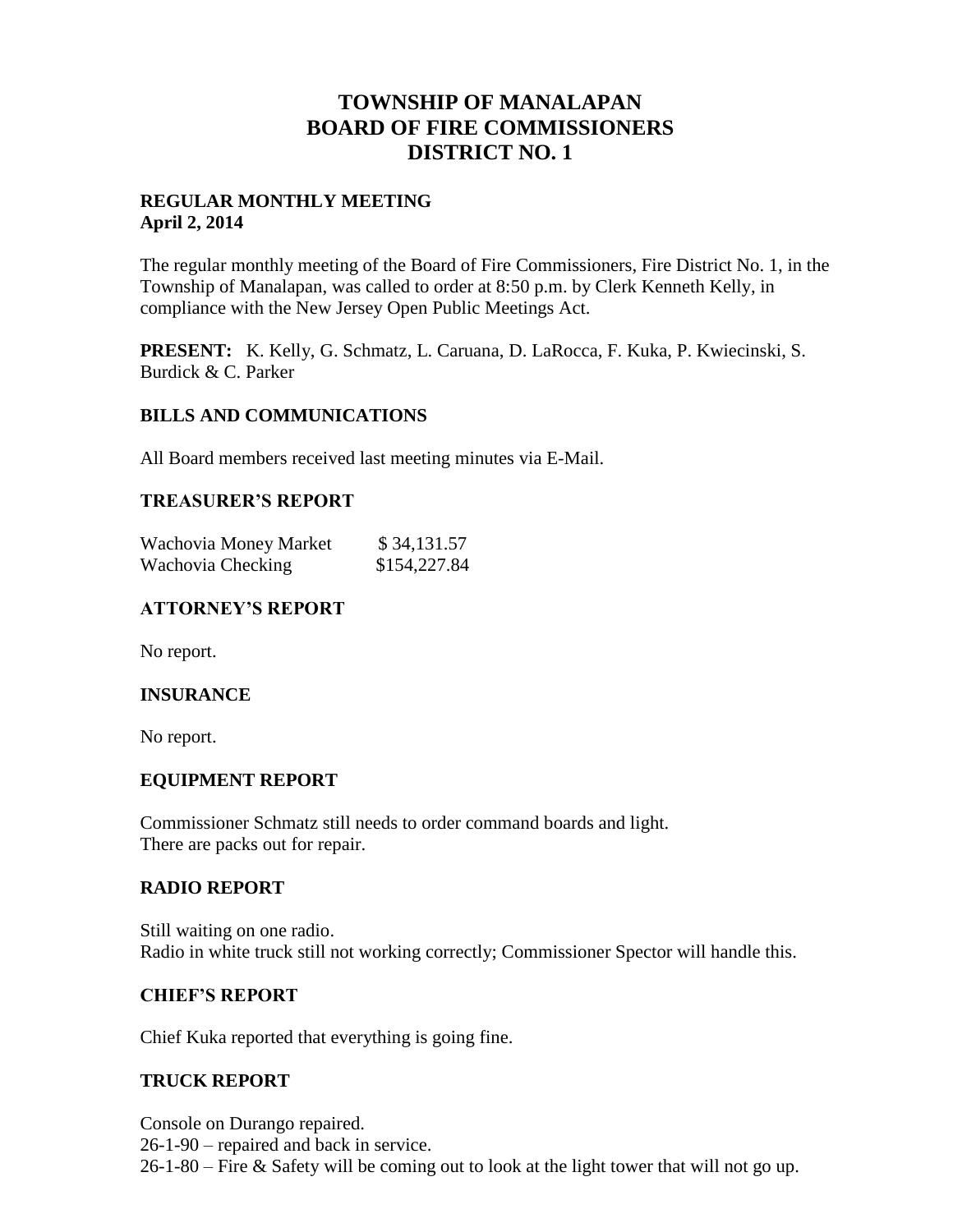# TOWNSHIP OF MANALAPAN
# BOARD OF FIRE COMMISSIONERS
# DISTRICT NO. 1

**REGULAR MONTHLY MEETING**
**April 2, 2014**

The regular monthly meeting of the Board of Fire Commissioners, Fire District No. 1, in the Township of Manalapan, was called to order at 8:50 p.m. by Clerk Kenneth Kelly, in compliance with the New Jersey Open Public Meetings Act.

**PRESENT:** K. Kelly, G. Schmatz, L. Caruana, D. LaRocca, F. Kuka, P. Kwiecinski, S. Burdick & C. Parker

## BILLS AND COMMUNICATIONS

All Board members received last meeting minutes via E-Mail.

## TREASURER'S REPORT

| | |
|---|---|
| Wachovia Money Market | $ 34,131.57 |
| Wachovia Checking | $154,227.84 |

## ATTORNEY'S REPORT

No report.

## INSURANCE

No report.

## EQUIPMENT REPORT

Commissioner Schmatz still needs to order command boards and light.
There are packs out for repair.

## RADIO REPORT

Still waiting on one radio.
Radio in white truck still not working correctly; Commissioner Spector will handle this.

## CHIEF'S REPORT

Chief Kuka reported that everything is going fine.

## TRUCK REPORT

Console on Durango repaired.
26-1-90 – repaired and back in service.
26-1-80 – Fire & Safety will be coming out to look at the light tower that will not go up.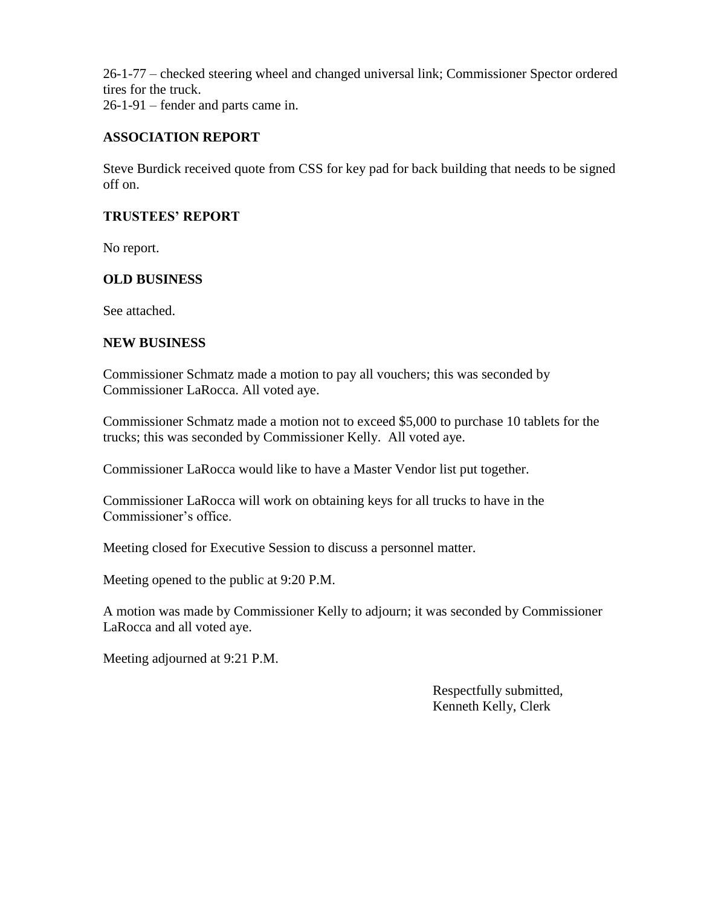26-1-77 – checked steering wheel and changed universal link; Commissioner Spector ordered tires for the truck.
26-1-91 – fender and parts came in.

## ASSOCIATION REPORT

Steve Burdick received quote from CSS for key pad for back building that needs to be signed off on.

## TRUSTEES' REPORT

No report.

## OLD BUSINESS

See attached.

## NEW BUSINESS

Commissioner Schmatz made a motion to pay all vouchers; this was seconded by Commissioner LaRocca. All voted aye.

Commissioner Schmatz made a motion not to exceed $5,000 to purchase 10 tablets for the trucks; this was seconded by Commissioner Kelly. All voted aye.

Commissioner LaRocca would like to have a Master Vendor list put together.

Commissioner LaRocca will work on obtaining keys for all trucks to have in the Commissioner's office.

Meeting closed for Executive Session to discuss a personnel matter.

Meeting opened to the public at 9:20 P.M.

A motion was made by Commissioner Kelly to adjourn; it was seconded by Commissioner LaRocca and all voted aye.

Meeting adjourned at 9:21 P.M.

Respectfully submitted,
Kenneth Kelly, Clerk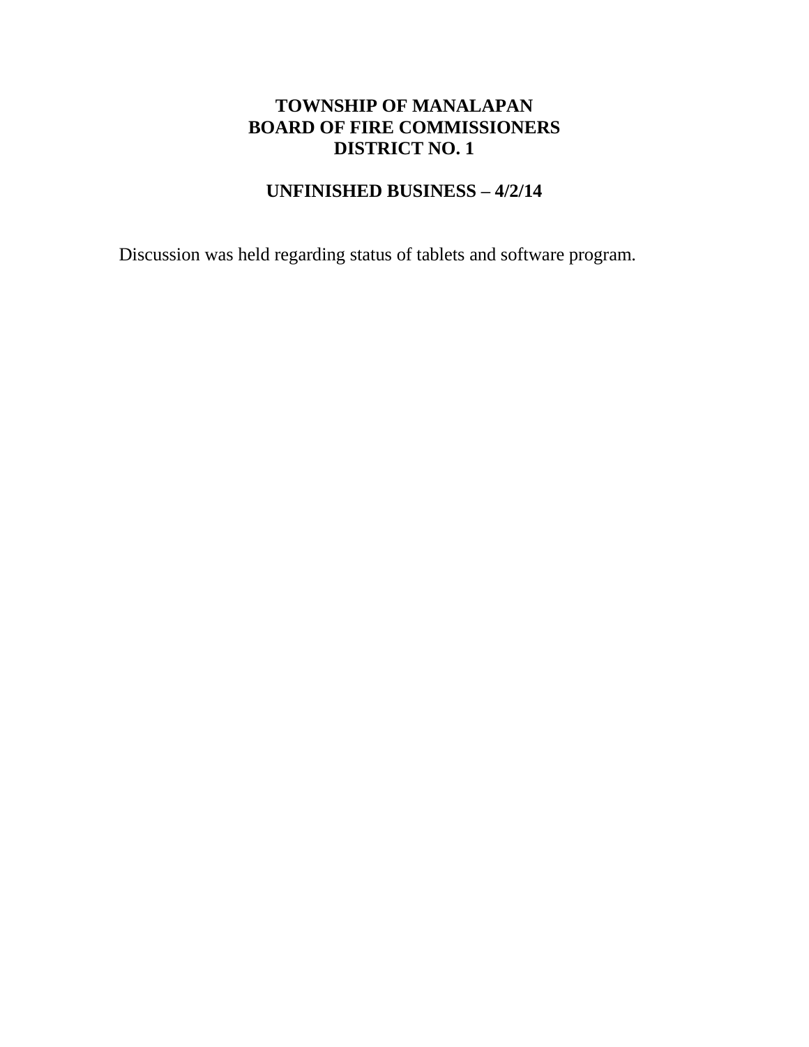# TOWNSHIP OF MANALAPAN
# BOARD OF FIRE COMMISSIONERS
# DISTRICT NO. 1

## UNFINISHED BUSINESS – 4/2/14

Discussion was held regarding status of tablets and software program.